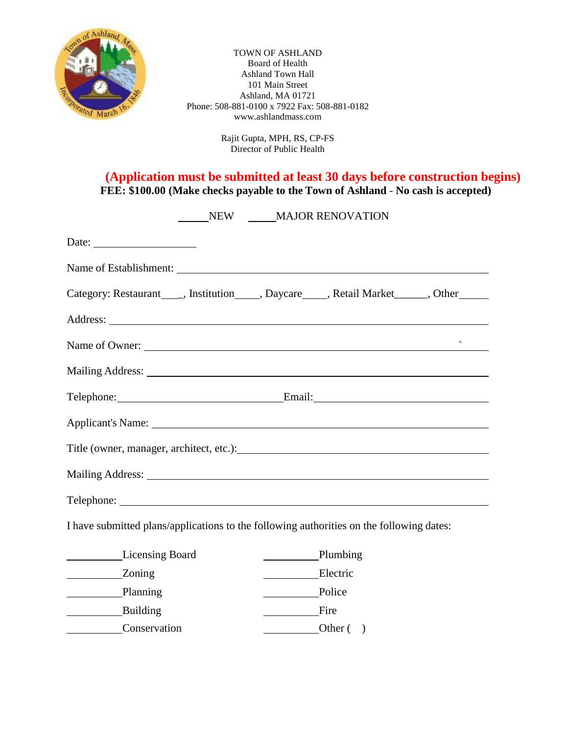TOWN OF ASHLAND
Board of Health
Ashland Town Hall
101 Main Street
Ashland, MA 01721
Phone: 508-881-0100 x 7922 Fax: 508-881-0182
www.ashlandmass.com

Rajit Gupta, MPH, RS, CP-FS
Director of Public Health

**(Application must be submitted at least 30 days before construction begins)**

**FEE: $100.00 (Make checks payable to the Town of Ashland - No cash is accepted)**

_____NEW _____MAJOR RENOVATION

Date: ____________________

Name of Establishment: ____________________________________________________________

Category: Restaurant____, Institution_____, Daycare_____, Retail Market______, Other______

Address: ____________________________________________________________

Name of Owner: ____________________________________________________________

Mailing Address: ____________________________________________________________

Telephone: ______________________________ Email: ______________________________

Applicant's Name: ____________________________________________________________

Title (owner, manager, architect, etc.): ______________________________________________

Mailing Address: ____________________________________________________________

Telephone: ____________________________________________________________

I have submitted plans/applications to the following authorities on the following dates:

| | |
|---|---|
| __________Licensing Board | __________Plumbing |
| __________Zoning | __________Electric |
| __________Planning | __________Police |
| __________Building | __________Fire |
| __________Conservation | __________Other ( ) |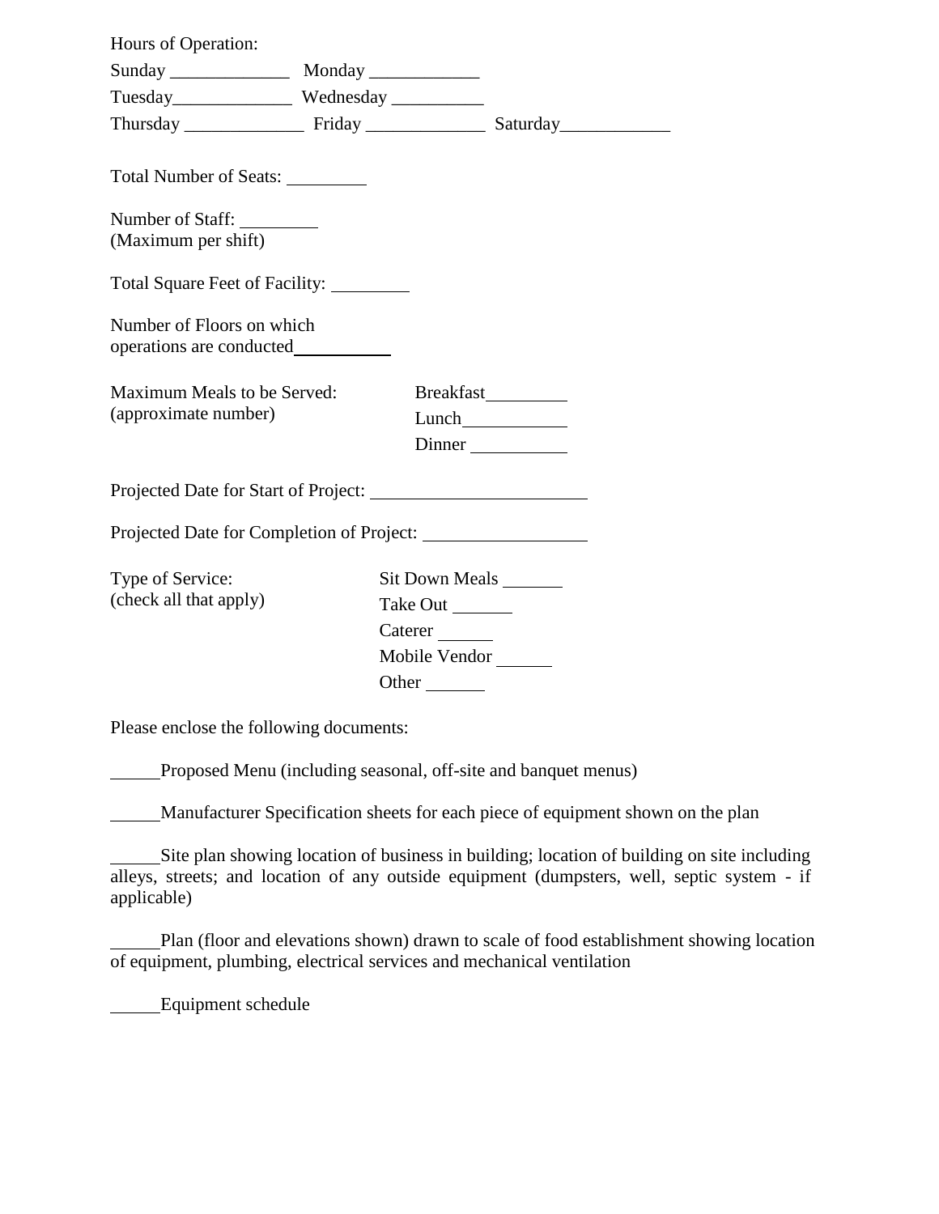Hours of Operation:

Sunday _____________ Monday ____________

Tuesday_____________ Wednesday __________

Thursday _____________ Friday _____________ Saturday____________

Total Number of Seats: _________

Number of Staff: _________
(Maximum per shift)

Total Square Feet of Facility: _________

Number of Floors on which operations are conducted___________

Maximum Meals to be Served: (approximate number)

Breakfast_________
Lunch___________
Dinner ___________

Projected Date for Start of Project: _______________________

Projected Date for Completion of Project: __________________

Type of Service: (check all that apply)

Sit Down Meals _______
Take Out _______
Caterer ______
Mobile Vendor ______
Other _______

Please enclose the following documents:

_____Proposed Menu (including seasonal, off-site and banquet menus)

_____Manufacturer Specification sheets for each piece of equipment shown on the plan

_____Site plan showing location of business in building; location of building on site including alleys, streets; and location of any outside equipment (dumpsters, well, septic system - if applicable)

_____Plan (floor and elevations shown) drawn to scale of food establishment showing location of equipment, plumbing, electrical services and mechanical ventilation

_____Equipment schedule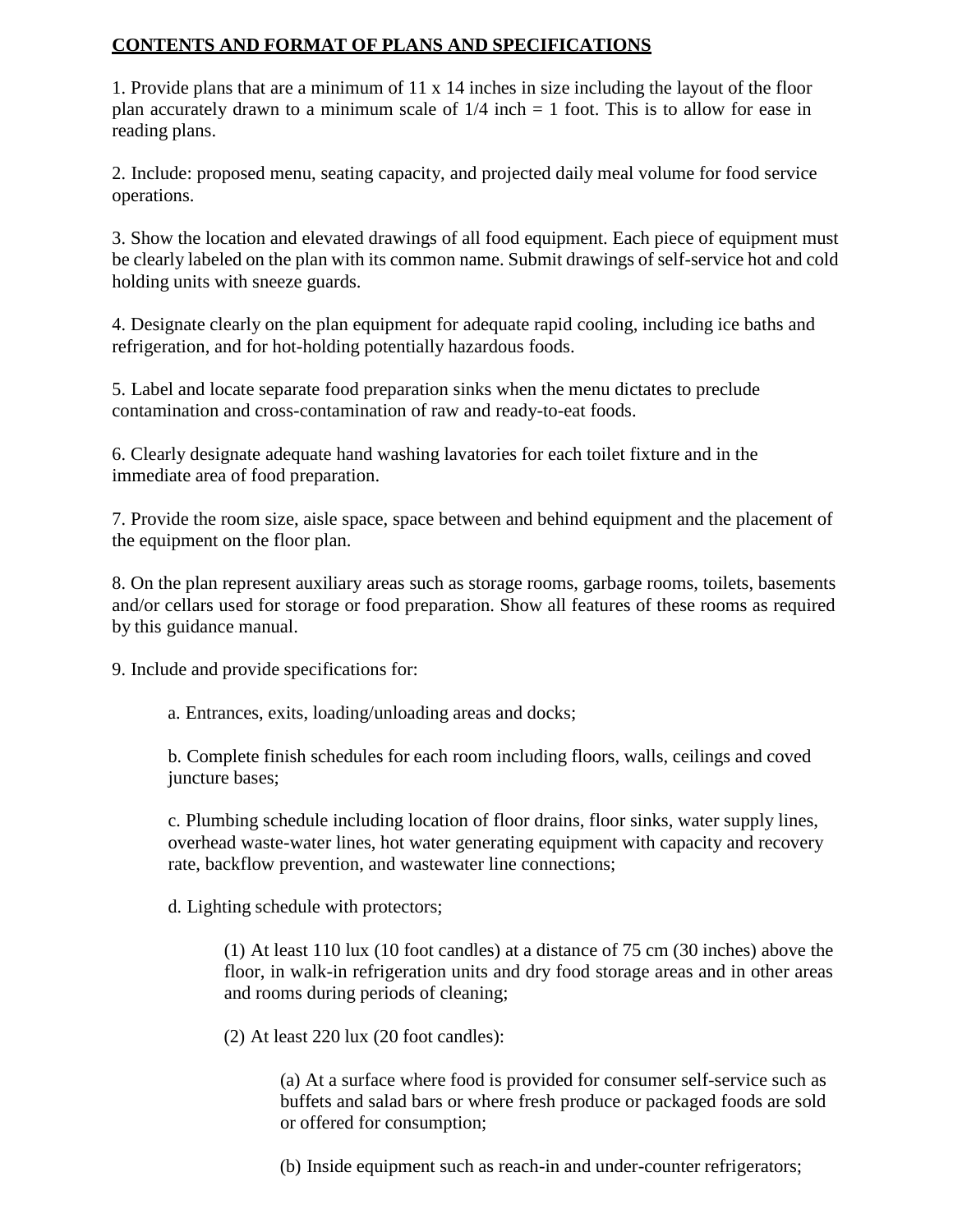**CONTENTS AND FORMAT OF PLANS AND SPECIFICATIONS**

1. Provide plans that are a minimum of 11 x 14 inches in size including the layout of the floor plan accurately drawn to a minimum scale of 1/4 inch = 1 foot. This is to allow for ease in reading plans.

2. Include: proposed menu, seating capacity, and projected daily meal volume for food service operations.

3. Show the location and elevated drawings of all food equipment. Each piece of equipment must be clearly labeled on the plan with its common name. Submit drawings of self-service hot and cold holding units with sneeze guards.

4. Designate clearly on the plan equipment for adequate rapid cooling, including ice baths and refrigeration, and for hot-holding potentially hazardous foods.

5. Label and locate separate food preparation sinks when the menu dictates to preclude contamination and cross-contamination of raw and ready-to-eat foods.

6. Clearly designate adequate hand washing lavatories for each toilet fixture and in the immediate area of food preparation.

7. Provide the room size, aisle space, space between and behind equipment and the placement of the equipment on the floor plan.

8. On the plan represent auxiliary areas such as storage rooms, garbage rooms, toilets, basements and/or cellars used for storage or food preparation. Show all features of these rooms as required by this guidance manual.

9. Include and provide specifications for:

   a. Entrances, exits, loading/unloading areas and docks;

   b. Complete finish schedules for each room including floors, walls, ceilings and coved juncture bases;

   c. Plumbing schedule including location of floor drains, floor sinks, water supply lines, overhead waste-water lines, hot water generating equipment with capacity and recovery rate, backflow prevention, and wastewater line connections;

   d. Lighting schedule with protectors;

      (1) At least 110 lux (10 foot candles) at a distance of 75 cm (30 inches) above the floor, in walk-in refrigeration units and dry food storage areas and in other areas and rooms during periods of cleaning;

      (2) At least 220 lux (20 foot candles):

         (a) At a surface where food is provided for consumer self-service such as buffets and salad bars or where fresh produce or packaged foods are sold or offered for consumption;

         (b) Inside equipment such as reach-in and under-counter refrigerators;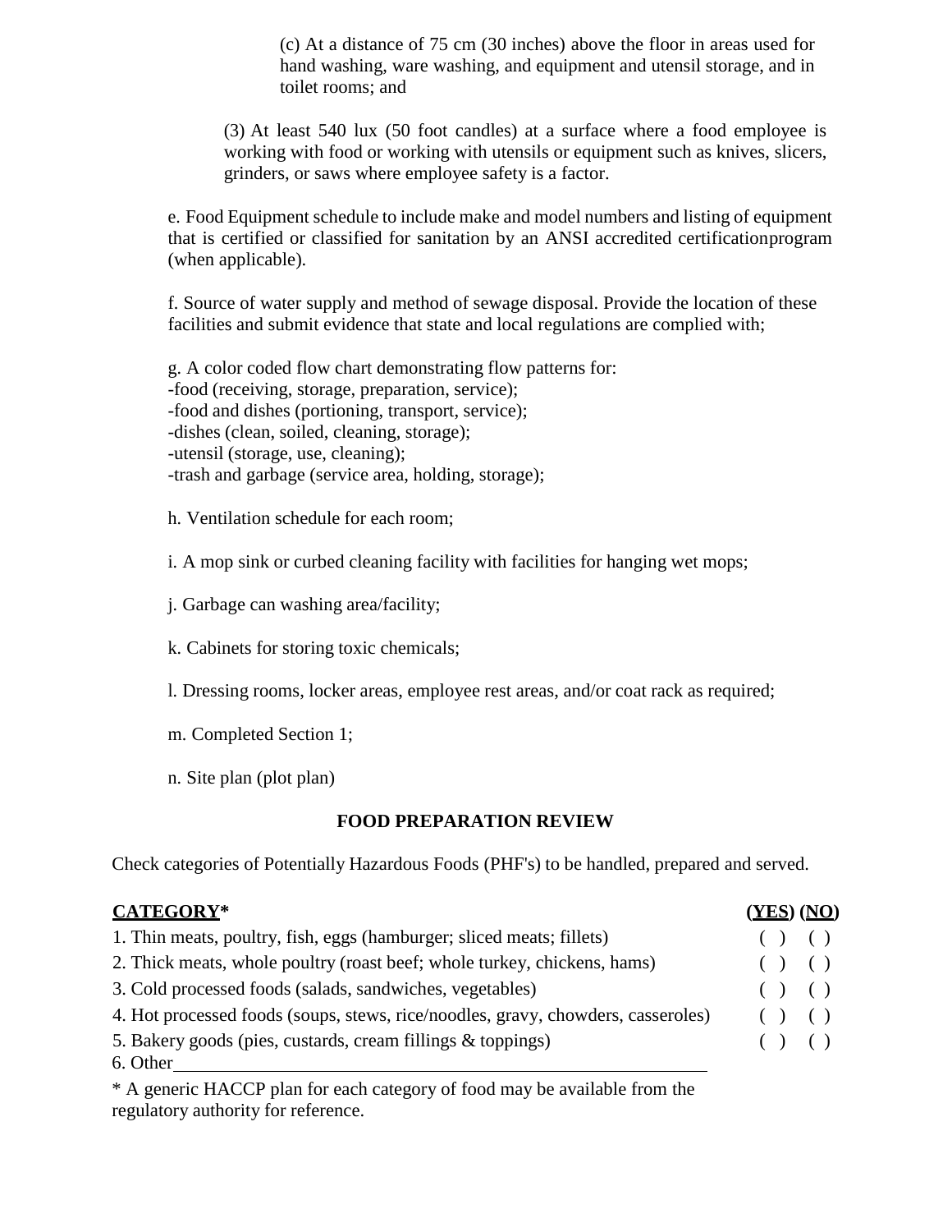(c) At a distance of 75 cm (30 inches) above the floor in areas used for hand washing, ware washing, and equipment and utensil storage, and in toilet rooms; and

(3) At least 540 lux (50 foot candles) at a surface where a food employee is working with food or working with utensils or equipment such as knives, slicers, grinders, or saws where employee safety is a factor.

e. Food Equipment schedule to include make and model numbers and listing of equipment that is certified or classified for sanitation by an ANSI accredited certificationprogram (when applicable).

f. Source of water supply and method of sewage disposal. Provide the location of these facilities and submit evidence that state and local regulations are complied with;

g. A color coded flow chart demonstrating flow patterns for:
-food (receiving, storage, preparation, service);
-food and dishes (portioning, transport, service);
-dishes (clean, soiled, cleaning, storage);
-utensil (storage, use, cleaning);
-trash and garbage (service area, holding, storage);

h. Ventilation schedule for each room;

i. A mop sink or curbed cleaning facility with facilities for hanging wet mops;

j. Garbage can washing area/facility;

k. Cabinets for storing toxic chemicals;

l. Dressing rooms, locker areas, employee rest areas, and/or coat rack as required;

m. Completed Section 1;

n. Site plan (plot plan)

## FOOD PREPARATION REVIEW

Check categories of Potentially Hazardous Foods (PHF's) to be handled, prepared and served.

| **CATEGORY*** | **(YES)** | **(NO)** |
|---|---|---|
| 1. Thin meats, poultry, fish, eggs (hamburger; sliced meats; fillets) | ( ) | ( ) |
| 2. Thick meats, whole poultry (roast beef; whole turkey, chickens, hams) | ( ) | ( ) |
| 3. Cold processed foods (salads, sandwiches, vegetables) | ( ) | ( ) |
| 4. Hot processed foods (soups, stews, rice/noodles, gravy, chowders, casseroles) | ( ) | ( ) |
| 5. Bakery goods (pies, custards, cream fillings & toppings) | ( ) | ( ) |
| 6. Other______________________________ | | |

* A generic HACCP plan for each category of food may be available from the regulatory authority for reference.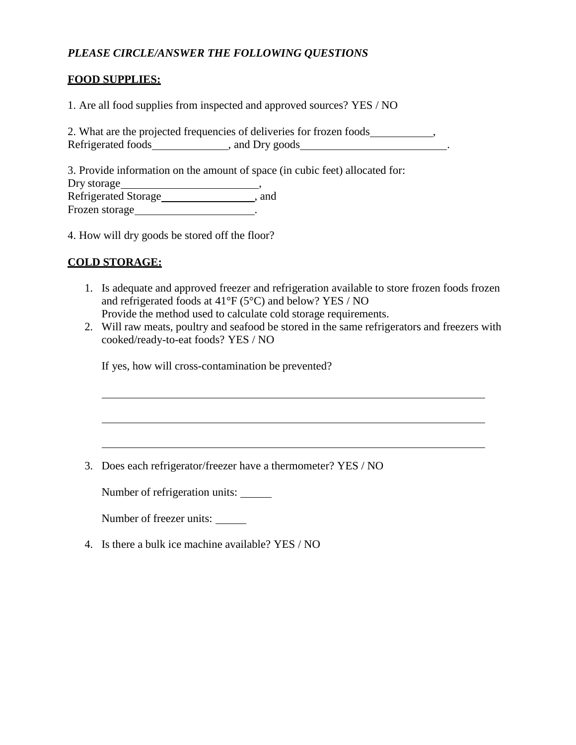***PLEASE CIRCLE/ANSWER THE FOLLOWING QUESTIONS***

**FOOD SUPPLIES:**

1. Are all food supplies from inspected and approved sources? YES / NO

2. What are the projected frequencies of deliveries for frozen foods___________, Refrigerated foods_____________, and Dry goods__________________________.

3. Provide information on the amount of space (in cubic feet) allocated for:
Dry storage________________________,
Refrigerated Storage________________, and
Frozen storage_____________________.

4. How will dry goods be stored off the floor?

**COLD STORAGE:**

1. Is adequate and approved freezer and refrigeration available to store frozen foods frozen and refrigerated foods at 41°F (5°C) and below? YES / NO
   Provide the method used to calculate cold storage requirements.
2. Will raw meats, poultry and seafood be stored in the same refrigerators and freezers with cooked/ready-to-eat foods? YES / NO

   If yes, how will cross-contamination be prevented?

   ______________________________________________________________________

   ______________________________________________________________________

   ______________________________________________________________________

3. Does each refrigerator/freezer have a thermometer? YES / NO

   Number of refrigeration units: ______

   Number of freezer units: ______

4. Is there a bulk ice machine available? YES / NO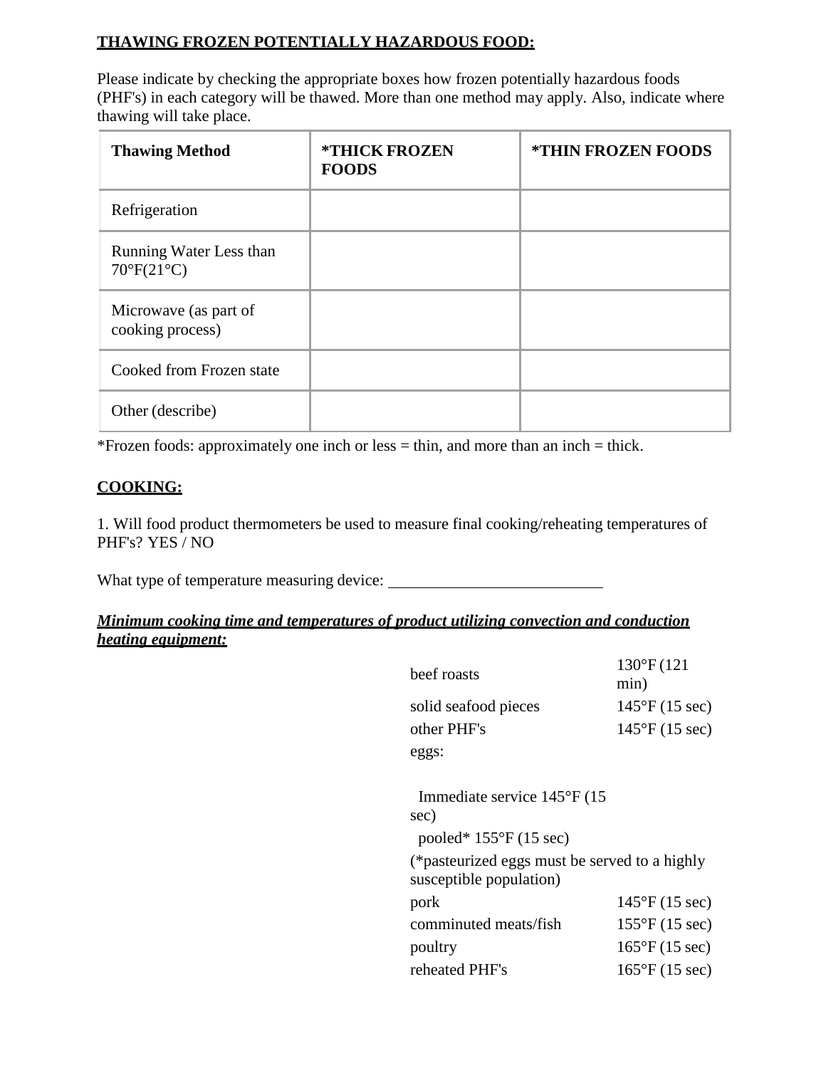**THAWING FROZEN POTENTIALLY HAZARDOUS FOOD:**

Please indicate by checking the appropriate boxes how frozen potentially hazardous foods (PHF's) in each category will be thawed. More than one method may apply. Also, indicate where thawing will take place.

| Thawing Method | *THICK FROZEN FOODS | *THIN FROZEN FOODS |
|---|---|---|
| Refrigeration | | |
| Running Water Less than 70°F(21°C) | | |
| Microwave (as part of cooking process) | | |
| Cooked from Frozen state | | |
| Other (describe) | | |

*Frozen foods: approximately one inch or less = thin, and more than an inch = thick.

**COOKING:**

1. Will food product thermometers be used to measure final cooking/reheating temperatures of PHF's? YES / NO

What type of temperature measuring device: ___________________________

***Minimum cooking time and temperatures of product utilizing convection and conduction heating equipment:***

| | |
|---|---|
| beef roasts | 130°F (121 min) |
| solid seafood pieces | 145°F (15 sec) |
| other PHF's | 145°F (15 sec) |
| eggs: | |

Immediate service 145°F (15 sec)

pooled* 155°F (15 sec)

(*pasteurized eggs must be served to a highly susceptible population)

| | |
|---|---|
| pork | 145°F (15 sec) |
| comminuted meats/fish | 155°F (15 sec) |
| poultry | 165°F (15 sec) |
| reheated PHF's | 165°F (15 sec) |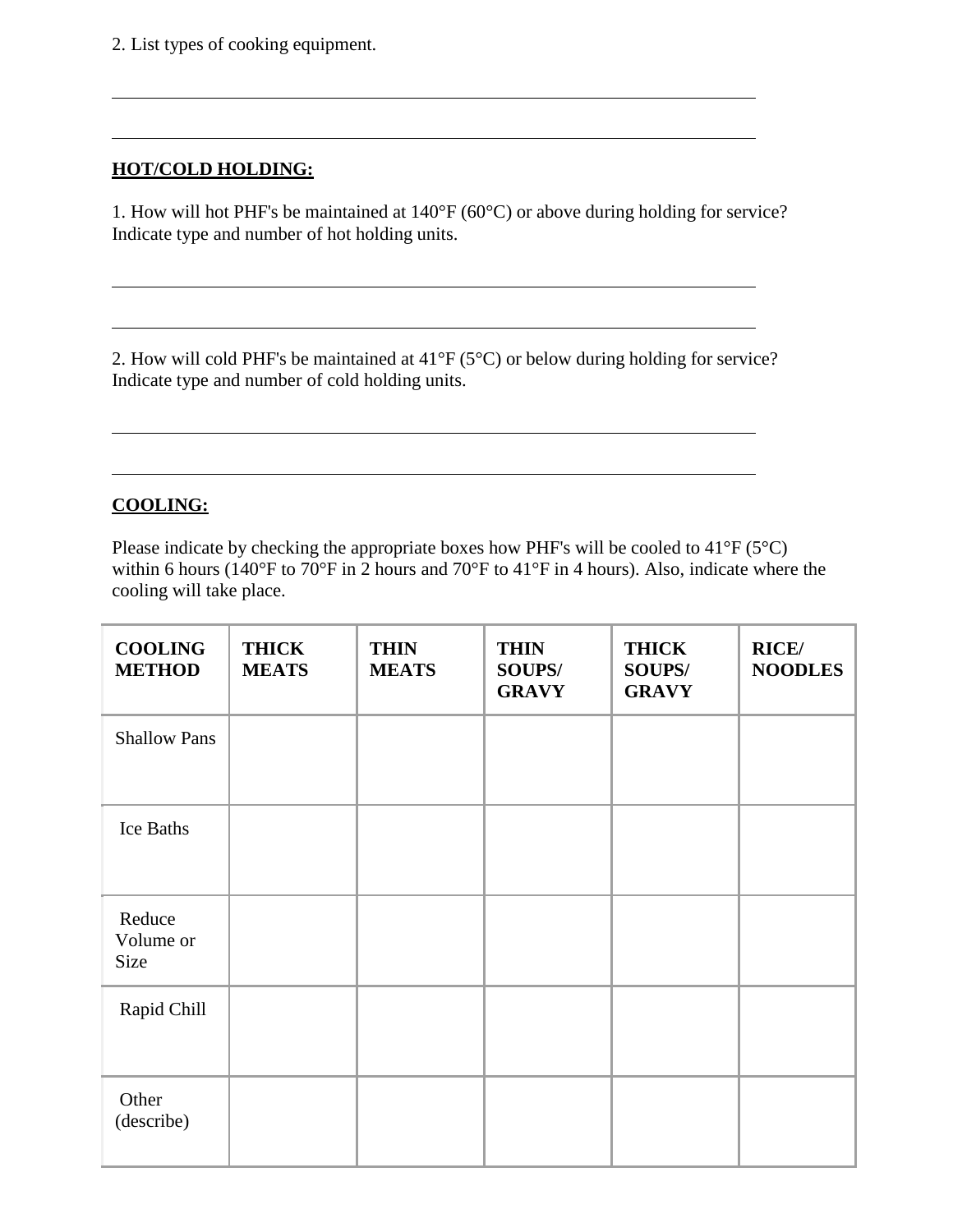2. List types of cooking equipment.

\_\_\_\_\_\_\_\_\_\_\_\_\_\_\_\_\_\_\_\_\_\_\_\_\_\_\_\_\_\_\_\_\_\_\_\_\_\_\_\_\_\_\_\_\_\_\_\_\_\_\_\_\_\_\_\_\_\_\_\_\_\_\_\_\_\_\_\_\_\_

\_\_\_\_\_\_\_\_\_\_\_\_\_\_\_\_\_\_\_\_\_\_\_\_\_\_\_\_\_\_\_\_\_\_\_\_\_\_\_\_\_\_\_\_\_\_\_\_\_\_\_\_\_\_\_\_\_\_\_\_\_\_\_\_\_\_\_\_\_\_

**HOT/COLD HOLDING:**

1. How will hot PHF's be maintained at 140°F (60°C) or above during holding for service? Indicate type and number of hot holding units.

\_\_\_\_\_\_\_\_\_\_\_\_\_\_\_\_\_\_\_\_\_\_\_\_\_\_\_\_\_\_\_\_\_\_\_\_\_\_\_\_\_\_\_\_\_\_\_\_\_\_\_\_\_\_\_\_\_\_\_\_\_\_\_\_\_\_\_\_\_\_

\_\_\_\_\_\_\_\_\_\_\_\_\_\_\_\_\_\_\_\_\_\_\_\_\_\_\_\_\_\_\_\_\_\_\_\_\_\_\_\_\_\_\_\_\_\_\_\_\_\_\_\_\_\_\_\_\_\_\_\_\_\_\_\_\_\_\_\_\_\_

2. How will cold PHF's be maintained at 41°F (5°C) or below during holding for service? Indicate type and number of cold holding units.

\_\_\_\_\_\_\_\_\_\_\_\_\_\_\_\_\_\_\_\_\_\_\_\_\_\_\_\_\_\_\_\_\_\_\_\_\_\_\_\_\_\_\_\_\_\_\_\_\_\_\_\_\_\_\_\_\_\_\_\_\_\_\_\_\_\_\_\_\_\_

\_\_\_\_\_\_\_\_\_\_\_\_\_\_\_\_\_\_\_\_\_\_\_\_\_\_\_\_\_\_\_\_\_\_\_\_\_\_\_\_\_\_\_\_\_\_\_\_\_\_\_\_\_\_\_\_\_\_\_\_\_\_\_\_\_\_\_\_\_\_

**COOLING:**

Please indicate by checking the appropriate boxes how PHF's will be cooled to 41°F (5°C) within 6 hours (140°F to 70°F in 2 hours and 70°F to 41°F in 4 hours). Also, indicate where the cooling will take place.

| COOLING METHOD | THICK MEATS | THIN MEATS | THIN SOUPS/ GRAVY | THICK SOUPS/ GRAVY | RICE/ NOODLES |
|---|---|---|---|---|---|
| Shallow Pans | | | | | |
| Ice Baths | | | | | |
| Reduce Volume or Size | | | | | |
| Rapid Chill | | | | | |
| Other (describe) | | | | | |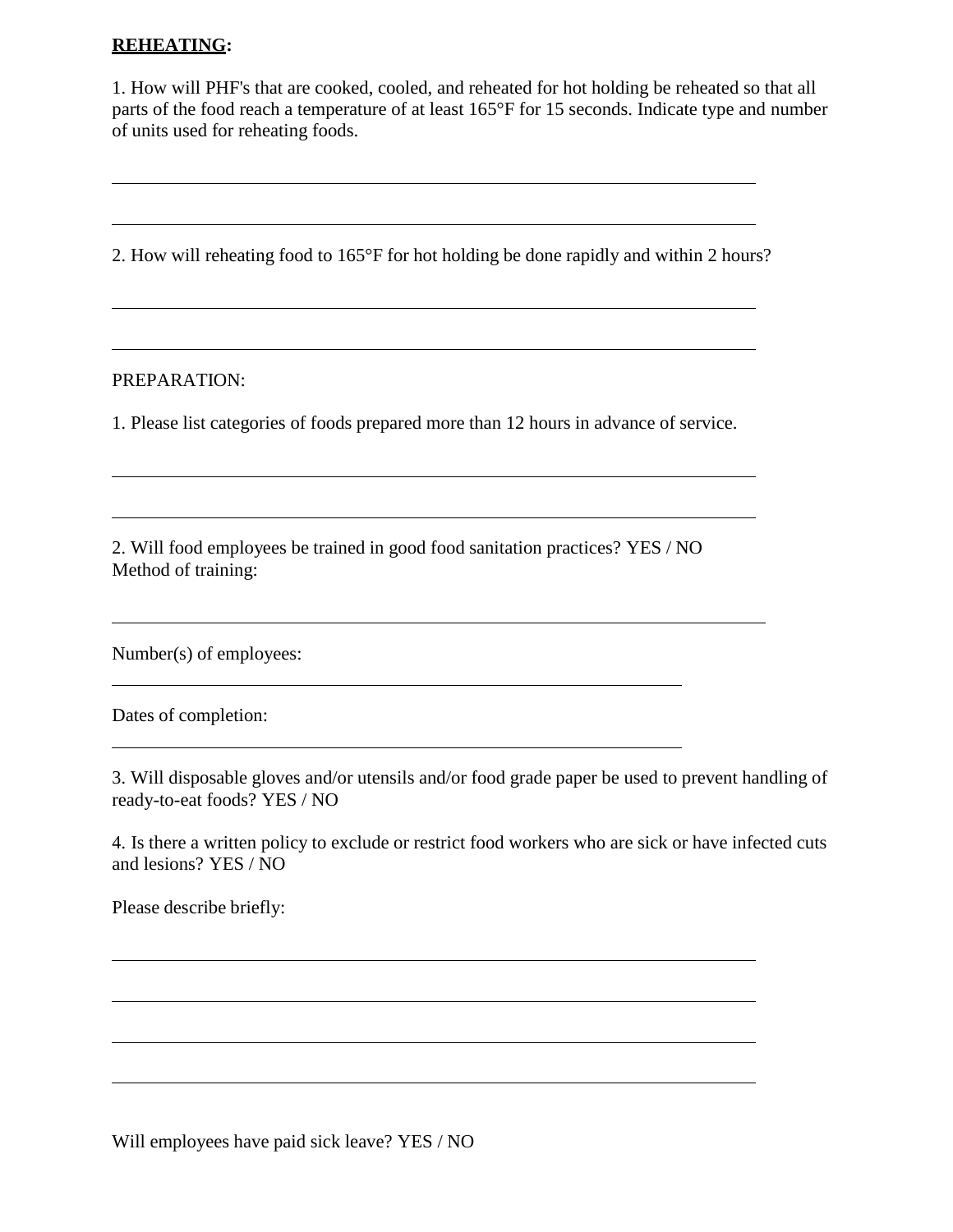**<u>REHEATING</u>:**

1. How will PHF's that are cooked, cooled, and reheated for hot holding be reheated so that all parts of the food reach a temperature of at least 165°F for 15 seconds. Indicate type and number of units used for reheating foods.

\_\_\_\_\_\_\_\_\_\_\_\_\_\_\_\_\_\_\_\_\_\_\_\_\_\_\_\_\_\_\_\_\_\_\_\_\_\_\_\_\_\_\_\_\_\_\_\_\_\_\_\_\_\_\_\_\_\_\_\_\_\_\_\_

\_\_\_\_\_\_\_\_\_\_\_\_\_\_\_\_\_\_\_\_\_\_\_\_\_\_\_\_\_\_\_\_\_\_\_\_\_\_\_\_\_\_\_\_\_\_\_\_\_\_\_\_\_\_\_\_\_\_\_\_\_\_\_\_

2. How will reheating food to 165°F for hot holding be done rapidly and within 2 hours?

\_\_\_\_\_\_\_\_\_\_\_\_\_\_\_\_\_\_\_\_\_\_\_\_\_\_\_\_\_\_\_\_\_\_\_\_\_\_\_\_\_\_\_\_\_\_\_\_\_\_\_\_\_\_\_\_\_\_\_\_\_\_\_\_

\_\_\_\_\_\_\_\_\_\_\_\_\_\_\_\_\_\_\_\_\_\_\_\_\_\_\_\_\_\_\_\_\_\_\_\_\_\_\_\_\_\_\_\_\_\_\_\_\_\_\_\_\_\_\_\_\_\_\_\_\_\_\_\_

PREPARATION:

1. Please list categories of foods prepared more than 12 hours in advance of service.

\_\_\_\_\_\_\_\_\_\_\_\_\_\_\_\_\_\_\_\_\_\_\_\_\_\_\_\_\_\_\_\_\_\_\_\_\_\_\_\_\_\_\_\_\_\_\_\_\_\_\_\_\_\_\_\_\_\_\_\_\_\_\_\_

\_\_\_\_\_\_\_\_\_\_\_\_\_\_\_\_\_\_\_\_\_\_\_\_\_\_\_\_\_\_\_\_\_\_\_\_\_\_\_\_\_\_\_\_\_\_\_\_\_\_\_\_\_\_\_\_\_\_\_\_\_\_\_\_

2. Will food employees be trained in good food sanitation practices? YES / NO
Method of training:

\_\_\_\_\_\_\_\_\_\_\_\_\_\_\_\_\_\_\_\_\_\_\_\_\_\_\_\_\_\_\_\_\_\_\_\_\_\_\_\_\_\_\_\_\_\_\_\_\_\_\_\_\_\_\_\_\_\_\_\_\_\_\_\_

Number(s) of employees:
\_\_\_\_\_\_\_\_\_\_\_\_\_\_\_\_\_\_\_\_\_\_\_\_\_\_\_\_\_\_\_\_\_\_\_\_\_\_\_\_\_\_\_\_\_\_\_\_\_\_\_\_\_\_\_\_\_\_\_\_

Dates of completion:
\_\_\_\_\_\_\_\_\_\_\_\_\_\_\_\_\_\_\_\_\_\_\_\_\_\_\_\_\_\_\_\_\_\_\_\_\_\_\_\_\_\_\_\_\_\_\_\_\_\_\_\_\_\_\_\_\_\_\_\_

3. Will disposable gloves and/or utensils and/or food grade paper be used to prevent handling of ready-to-eat foods? YES / NO

4. Is there a written policy to exclude or restrict food workers who are sick or have infected cuts and lesions? YES / NO

Please describe briefly:

\_\_\_\_\_\_\_\_\_\_\_\_\_\_\_\_\_\_\_\_\_\_\_\_\_\_\_\_\_\_\_\_\_\_\_\_\_\_\_\_\_\_\_\_\_\_\_\_\_\_\_\_\_\_\_\_\_\_\_\_\_\_\_\_

\_\_\_\_\_\_\_\_\_\_\_\_\_\_\_\_\_\_\_\_\_\_\_\_\_\_\_\_\_\_\_\_\_\_\_\_\_\_\_\_\_\_\_\_\_\_\_\_\_\_\_\_\_\_\_\_\_\_\_\_\_\_\_\_

\_\_\_\_\_\_\_\_\_\_\_\_\_\_\_\_\_\_\_\_\_\_\_\_\_\_\_\_\_\_\_\_\_\_\_\_\_\_\_\_\_\_\_\_\_\_\_\_\_\_\_\_\_\_\_\_\_\_\_\_\_\_\_\_

\_\_\_\_\_\_\_\_\_\_\_\_\_\_\_\_\_\_\_\_\_\_\_\_\_\_\_\_\_\_\_\_\_\_\_\_\_\_\_\_\_\_\_\_\_\_\_\_\_\_\_\_\_\_\_\_\_\_\_\_\_\_\_\_

Will employees have paid sick leave? YES / NO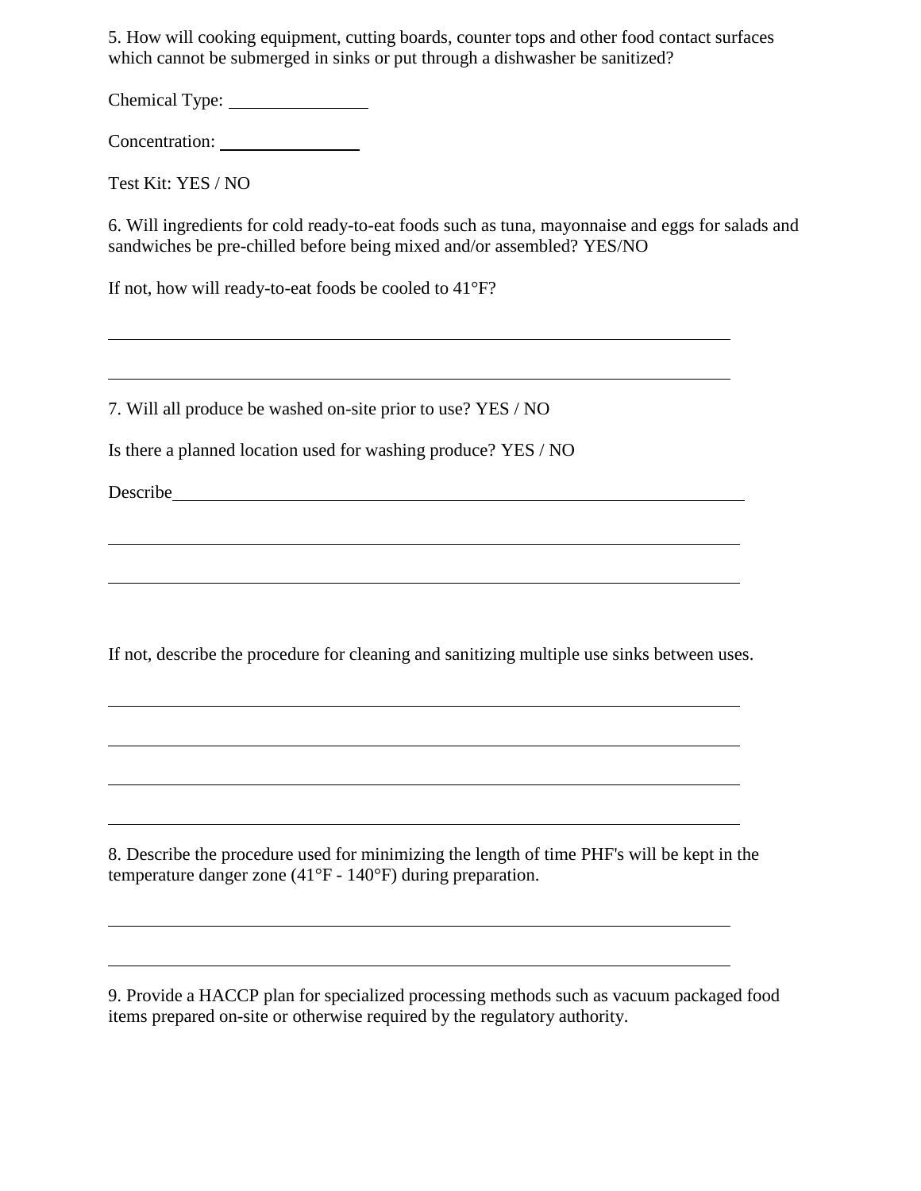5. How will cooking equipment, cutting boards, counter tops and other food contact surfaces which cannot be submerged in sinks or put through a dishwasher be sanitized?

Chemical Type: ______________

Concentration: ______________

Test Kit: YES / NO

6. Will ingredients for cold ready-to-eat foods such as tuna, mayonnaise and eggs for salads and sandwiches be pre-chilled before being mixed and/or assembled? YES/NO

If not, how will ready-to-eat foods be cooled to 41°F?

______________________________________________________________________

______________________________________________________________________

7. Will all produce be washed on-site prior to use? YES / NO

Is there a planned location used for washing produce? YES / NO

Describe______________________________________________________________

______________________________________________________________________

______________________________________________________________________

If not, describe the procedure for cleaning and sanitizing multiple use sinks between uses.

______________________________________________________________________

______________________________________________________________________

______________________________________________________________________

______________________________________________________________________

8. Describe the procedure used for minimizing the length of time PHF's will be kept in the temperature danger zone (41°F - 140°F) during preparation.

______________________________________________________________________

______________________________________________________________________

9. Provide a HACCP plan for specialized processing methods such as vacuum packaged food items prepared on-site or otherwise required by the regulatory authority.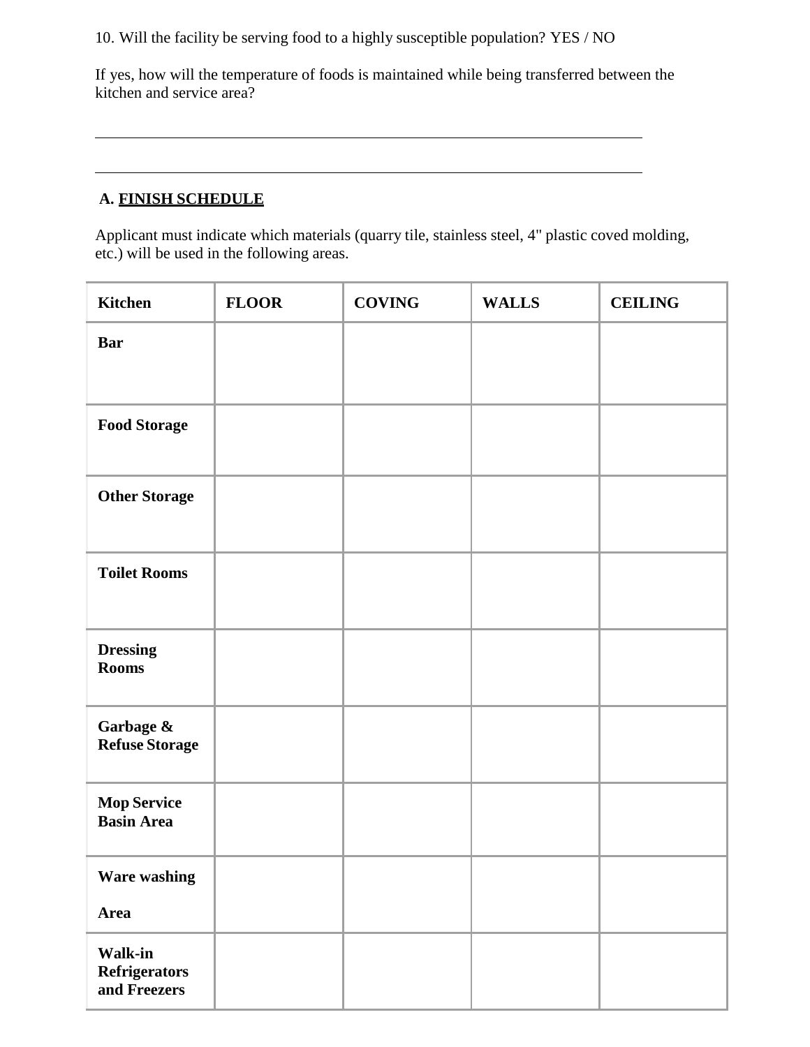10. Will the facility be serving food to a highly susceptible population? YES / NO

If yes, how will the temperature of foods is maintained while being transferred between the kitchen and service area?

\_\_\_\_\_\_\_\_\_\_\_\_\_\_\_\_\_\_\_\_\_\_\_\_\_\_\_\_\_\_\_\_\_\_\_\_\_\_\_\_\_\_\_\_\_\_\_\_\_\_\_\_\_\_\_\_\_\_\_\_\_\_\_\_\_\_\_\_\_\_\_\_

\_\_\_\_\_\_\_\_\_\_\_\_\_\_\_\_\_\_\_\_\_\_\_\_\_\_\_\_\_\_\_\_\_\_\_\_\_\_\_\_\_\_\_\_\_\_\_\_\_\_\_\_\_\_\_\_\_\_\_\_\_\_\_\_\_\_\_\_\_\_\_\_

## A. FINISH SCHEDULE

Applicant must indicate which materials (quarry tile, stainless steel, 4" plastic coved molding, etc.) will be used in the following areas.

| Kitchen | FLOOR | COVING | WALLS | CEILING |
|---|---|---|---|---|
| **Bar** | | | | |
| **Food Storage** | | | | |
| **Other Storage** | | | | |
| **Toilet Rooms** | | | | |
| **Dressing Rooms** | | | | |
| **Garbage & Refuse Storage** | | | | |
| **Mop Service Basin Area** | | | | |
| **Ware washing Area** | | | | |
| **Walk-in Refrigerators and Freezers** | | | | |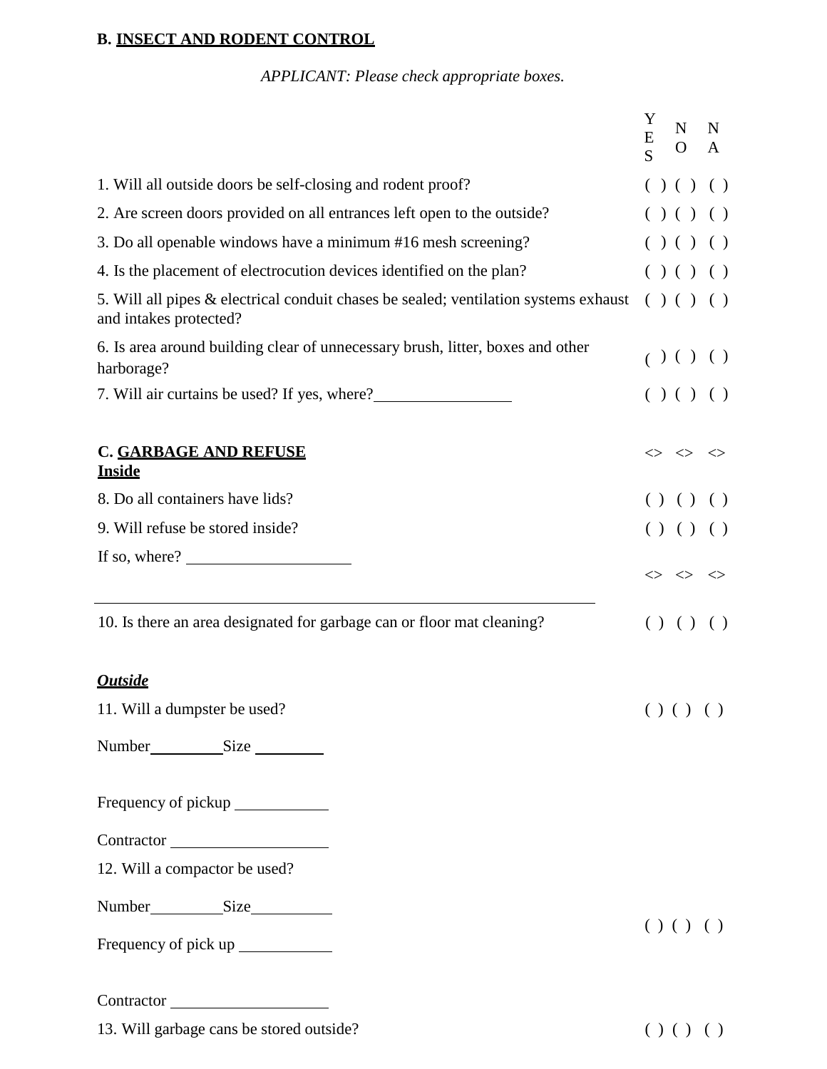**B. <u>INSECT AND RODENT CONTROL</u>**

*APPLICANT: Please check appropriate boxes.*

| | YES | NO | NA |
|---|---|---|---|
| 1. Will all outside doors be self-closing and rodent proof? | ( ) | ( ) | ( ) |
| 2. Are screen doors provided on all entrances left open to the outside? | ( ) | ( ) | ( ) |
| 3. Do all openable windows have a minimum #16 mesh screening? | ( ) | ( ) | ( ) |
| 4. Is the placement of electrocution devices identified on the plan? | ( ) | ( ) | ( ) |
| 5. Will all pipes & electrical conduit chases be sealed; ventilation systems exhaust and intakes protected? | ( ) | ( ) | ( ) |
| 6. Is area around building clear of unnecessary brush, litter, boxes and other harborage? | ( ) | ( ) | ( ) |
| 7. Will air curtains be used? If yes, where?_________________ | ( ) | ( ) | ( ) |

**C. <u>GARBAGE AND REFUSE</u>**

**<u>Inside</u>**

| | | | |
|---|---|---|---|
| 8. Do all containers have lids? | ( ) | ( ) | ( ) |
| 9. Will refuse be stored inside? | ( ) | ( ) | ( ) |

If so, where? ____________________

____________________________________________________________

| | | | |
|---|---|---|---|
| 10. Is there an area designated for garbage can or floor mat cleaning? | ( ) | ( ) | ( ) |

***<u>Outside</u>***

| | | | |
|---|---|---|---|
| 11. Will a dumpster be used? | ( ) | ( ) | ( ) |

Number_________ Size _________

Frequency of pickup ____________

Contractor ____________________

| | | | |
|---|---|---|---|
| 12. Will a compactor be used? | ( ) | ( ) | ( ) |

Number_________ Size__________

Frequency of pick up ____________

Contractor ____________________

| | | | |
|---|---|---|---|
| 13. Will garbage cans be stored outside? | ( ) | ( ) | ( ) |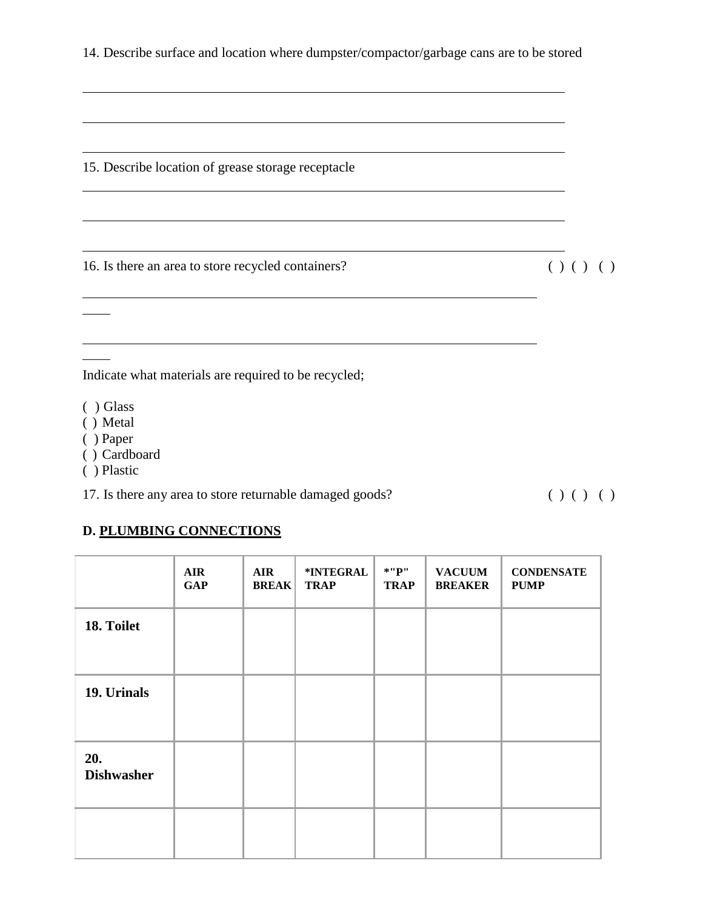14. Describe surface and location where dumpster/compactor/garbage cans are to be stored

_______________________________________________________________________

_______________________________________________________________________

_______________________________________________________________________

15. Describe location of grease storage receptacle

_______________________________________________________________________

_______________________________________________________________________

_______________________________________________________________________

16. Is there an area to store recycled containers? ( ) ( ) ( )

_______________________________________________________________________

_______________________________________________________________________

Indicate what materials are required to be recycled;

( ) Glass
( ) Metal
( ) Paper
( ) Cardboard
( ) Plastic

17. Is there any area to store returnable damaged goods? ( ) ( ) ( )

**D. PLUMBING CONNECTIONS**

| | AIR GAP | AIR BREAK | *INTEGRAL TRAP | *"P" TRAP | VACUUM BREAKER | CONDENSATE PUMP |
|---|---|---|---|---|---|---|
| **18. Toilet** | | | | | | |
| **19. Urinals** | | | | | | |
| **20. Dishwasher** | | | | | | |
| | | | | | | |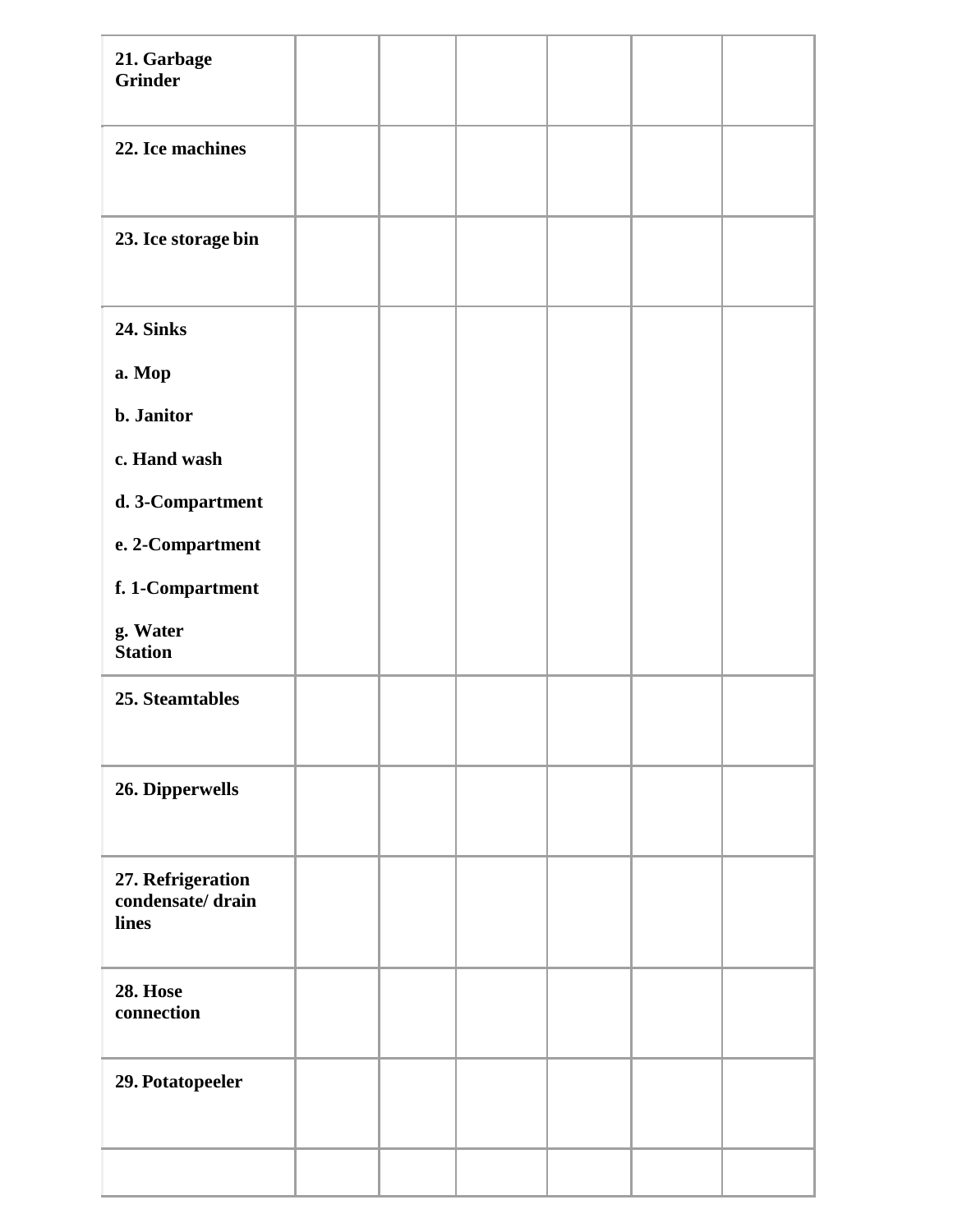| | | | | | | |
|---|---|---|---|---|---|---|
| **21. Garbage Grinder** | | | | | | |
| **22. Ice machines** | | | | | | |
| **23. Ice storage bin** | | | | | | |
| **24. Sinks**<br>**a. Mop**<br>**b. Janitor**<br>**c. Hand wash**<br>**d. 3-Compartment**<br>**e. 2-Compartment**<br>**f. 1-Compartment**<br>**g. Water Station** | | | | | | |
| **25. Steamtables** | | | | | | |
| **26. Dipperwells** | | | | | | |
| **27. Refrigeration condensate/ drain lines** | | | | | | |
| **28. Hose connection** | | | | | | |
| **29. Potatopeeler** | | | | | | |
| | | | | | | |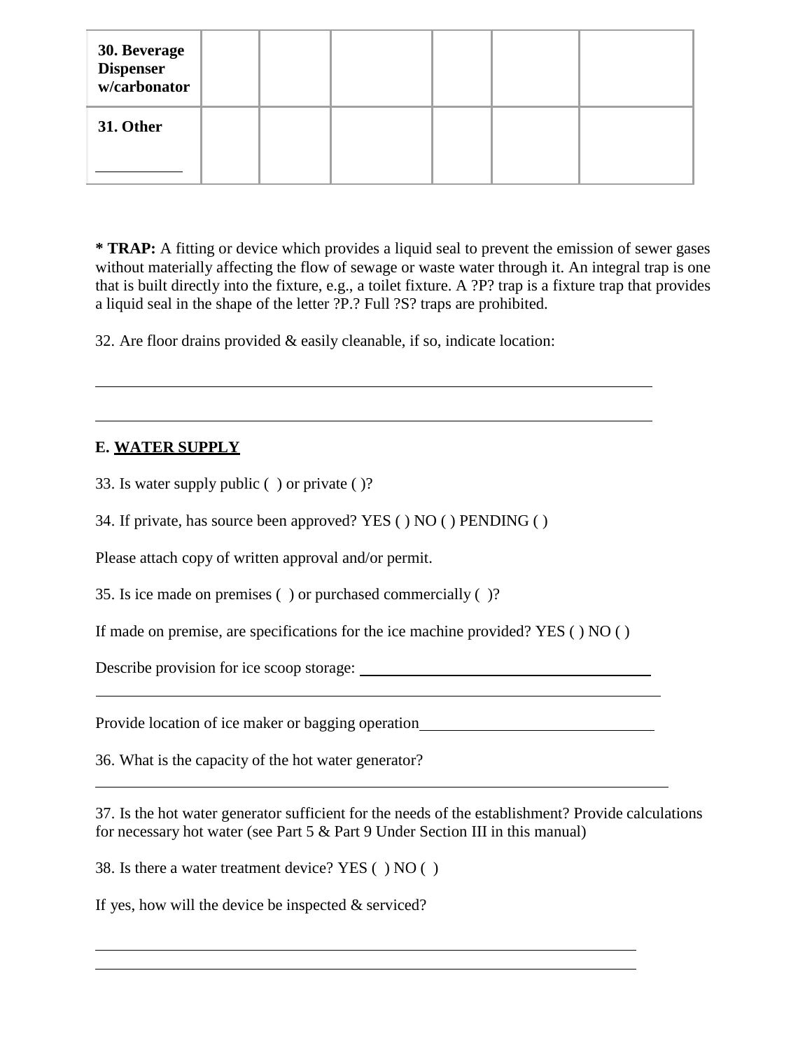| **30. Beverage Dispenser w/carbonator** | | | | | | |
|---|---|---|---|---|---|---|
| **31. Other** ___________ | | | | | | |

**\* TRAP:** A fitting or device which provides a liquid seal to prevent the emission of sewer gases without materially affecting the flow of sewage or waste water through it. An integral trap is one that is built directly into the fixture, e.g., a toilet fixture. A ?P? trap is a fixture trap that provides a liquid seal in the shape of the letter ?P.? Full ?S? traps are prohibited.

32. Are floor drains provided & easily cleanable, if so, indicate location:

_____________________________________________________________________________

_____________________________________________________________________________

**E. <u>WATER SUPPLY</u>**

33. Is water supply public ( ) or private ( )?

34. If private, has source been approved? YES ( ) NO ( ) PENDING ( )

Please attach copy of written approval and/or permit.

35. Is ice made on premises ( ) or purchased commercially ( )?

If made on premise, are specifications for the ice machine provided? YES ( ) NO ( )

Describe provision for ice scoop storage: ______________________________________

_____________________________________________________________________________

Provide location of ice maker or bagging operation______________________________

36. What is the capacity of the hot water generator?

_____________________________________________________________________________

37. Is the hot water generator sufficient for the needs of the establishment? Provide calculations for necessary hot water (see Part 5 & Part 9 Under Section III in this manual)

38. Is there a water treatment device? YES ( ) NO ( )

If yes, how will the device be inspected & serviced?

_____________________________________________________________________________

_____________________________________________________________________________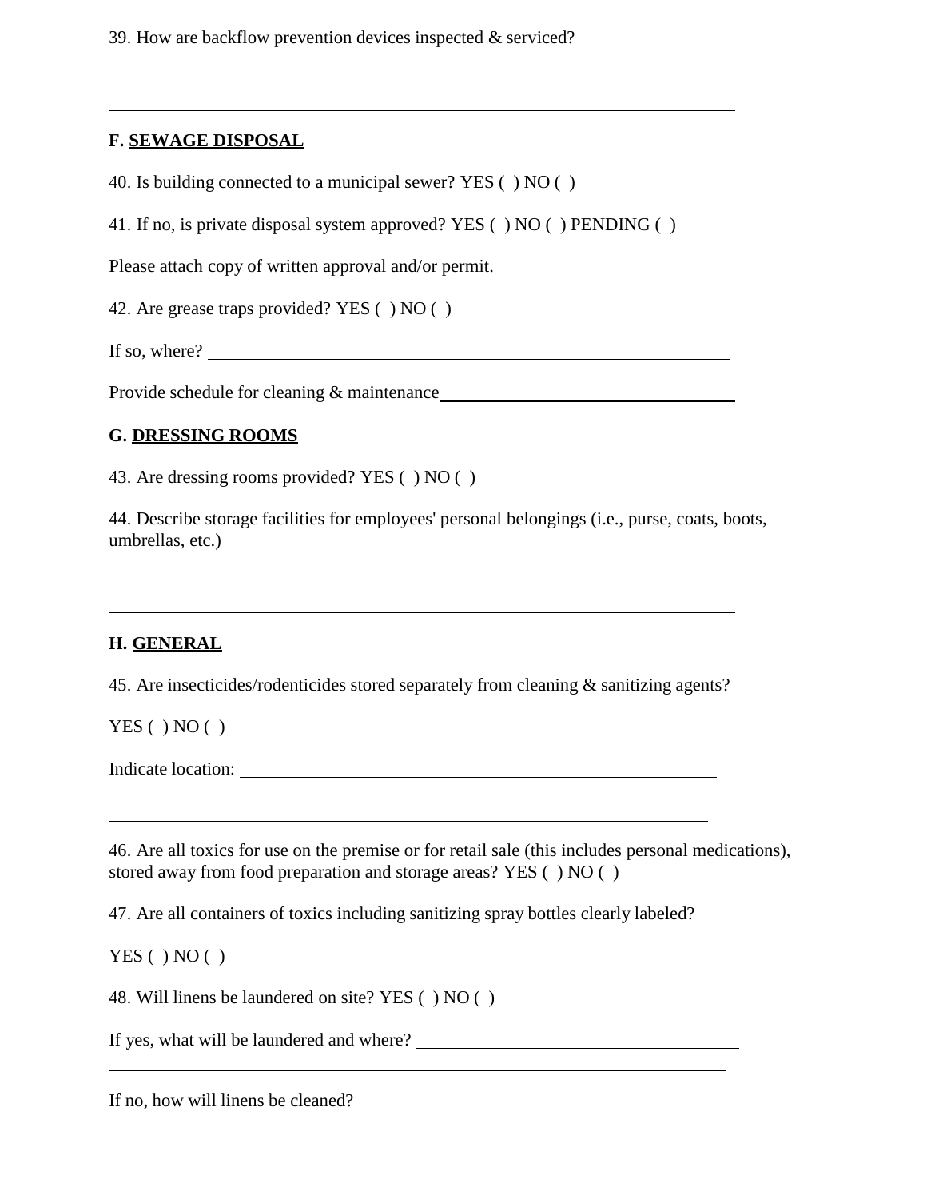39. How are backflow prevention devices inspected & serviced?

______________________________________________________________________

______________________________________________________________________

**F. SEWAGE DISPOSAL**

40. Is building connected to a municipal sewer? YES ( ) NO ( )

41. If no, is private disposal system approved? YES ( ) NO ( ) PENDING ( )

Please attach copy of written approval and/or permit.

42. Are grease traps provided? YES ( ) NO ( )

If so, where? ______________________________________________________

Provide schedule for cleaning & maintenance______________________________

**G. DRESSING ROOMS**

43. Are dressing rooms provided? YES ( ) NO ( )

44. Describe storage facilities for employees' personal belongings (i.e., purse, coats, boots, umbrellas, etc.)

______________________________________________________________________

______________________________________________________________________

**H. GENERAL**

45. Are insecticides/rodenticides stored separately from cleaning & sanitizing agents?

YES ( ) NO ( )

Indicate location: __________________________________________________

______________________________________________________________________

46. Are all toxics for use on the premise or for retail sale (this includes personal medications), stored away from food preparation and storage areas? YES ( ) NO ( )

47. Are all containers of toxics including sanitizing spray bottles clearly labeled?

YES ( ) NO ( )

48. Will linens be laundered on site? YES ( ) NO ( )

If yes, what will be laundered and where? ______________________________

______________________________________________________________________

If no, how will linens be cleaned? ____________________________________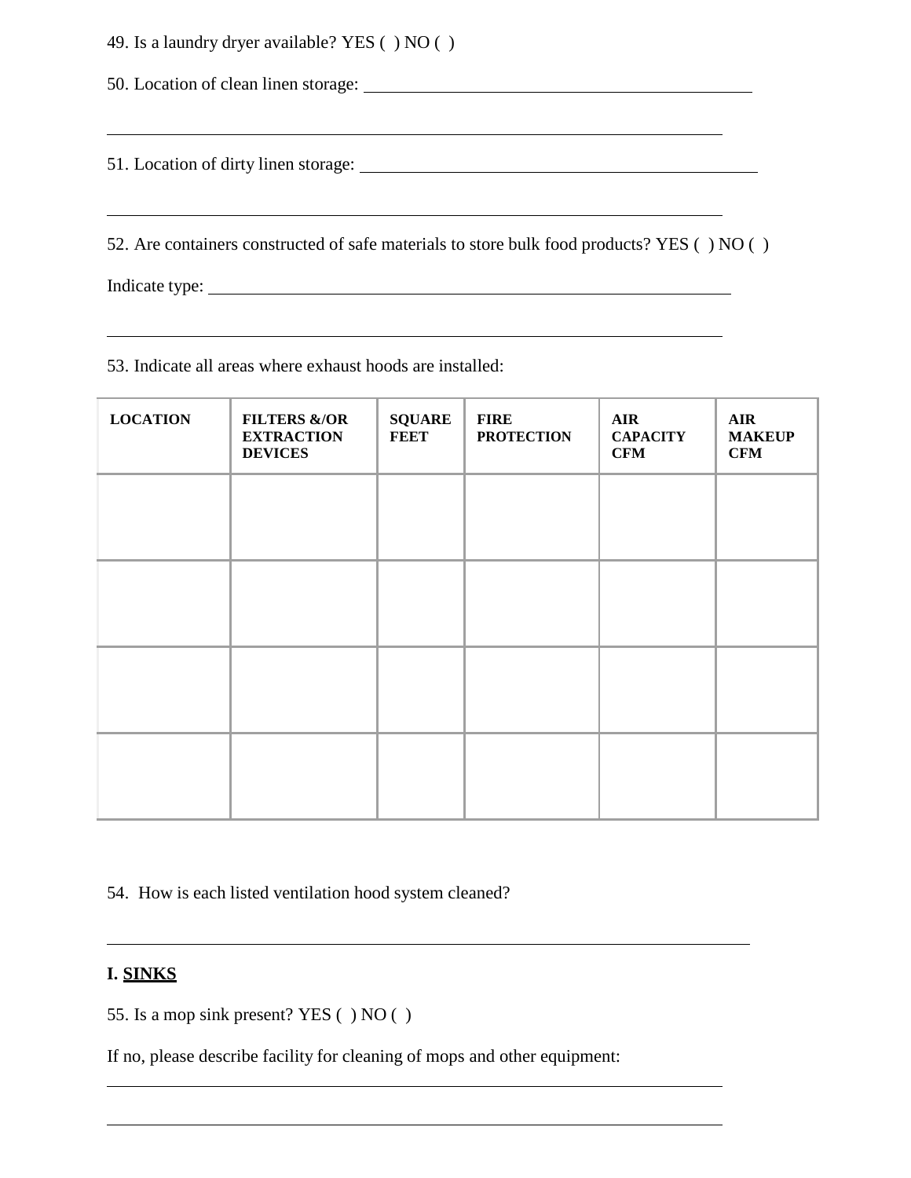49. Is a laundry dryer available? YES ( ) NO ( )

50. Location of clean linen storage: ______________________________________________

______________________________________________________________________

51. Location of dirty linen storage: ______________________________________________

______________________________________________________________________

52. Are containers constructed of safe materials to store bulk food products? YES ( ) NO ( )

Indicate type: ____________________________________________________________

______________________________________________________________________

53. Indicate all areas where exhaust hoods are installed:

| LOCATION | FILTERS &/OR EXTRACTION DEVICES | SQUARE FEET | FIRE PROTECTION | AIR CAPACITY CFM | AIR MAKEUP CFM |
|---|---|---|---|---|---|
| | | | | | |
| | | | | | |
| | | | | | |
| | | | | | |

54. How is each listed ventilation hood system cleaned?

______________________________________________________________________

**I. <u>SINKS</u>**

55. Is a mop sink present? YES ( ) NO ( )

If no, please describe facility for cleaning of mops and other equipment:

______________________________________________________________________

______________________________________________________________________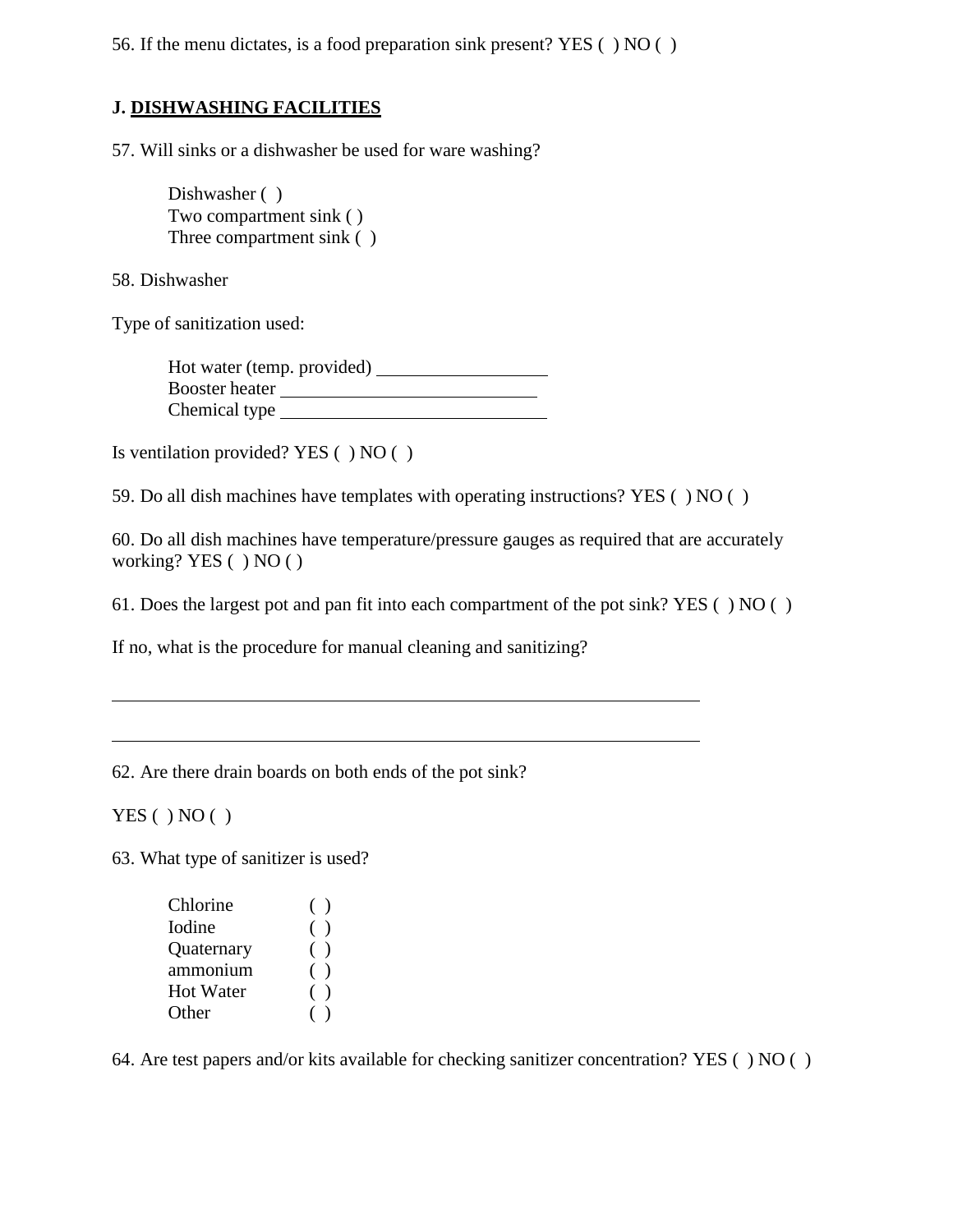56. If the menu dictates, is a food preparation sink present? YES ( ) NO ( )

**J. <u>DISHWASHING FACILITIES</u>**

57. Will sinks or a dishwasher be used for ware washing?

Dishwasher ( )
Two compartment sink ( )
Three compartment sink ( )

58. Dishwasher

Type of sanitization used:

Hot water (temp. provided) ____________________
Booster heater ______________________________
Chemical type ______________________________

Is ventilation provided? YES ( ) NO ( )

59. Do all dish machines have templates with operating instructions? YES ( ) NO ( )

60. Do all dish machines have temperature/pressure gauges as required that are accurately working? YES ( ) NO ( )

61. Does the largest pot and pan fit into each compartment of the pot sink? YES ( ) NO ( )

If no, what is the procedure for manual cleaning and sanitizing?

______________________________________________________________________

______________________________________________________________________

62. Are there drain boards on both ends of the pot sink?

YES ( ) NO ( )

63. What type of sanitizer is used?

Chlorine ( )
Iodine ( )
Quaternary ( )
ammonium ( )
Hot Water ( )
Other ( )

64. Are test papers and/or kits available for checking sanitizer concentration? YES ( ) NO ( )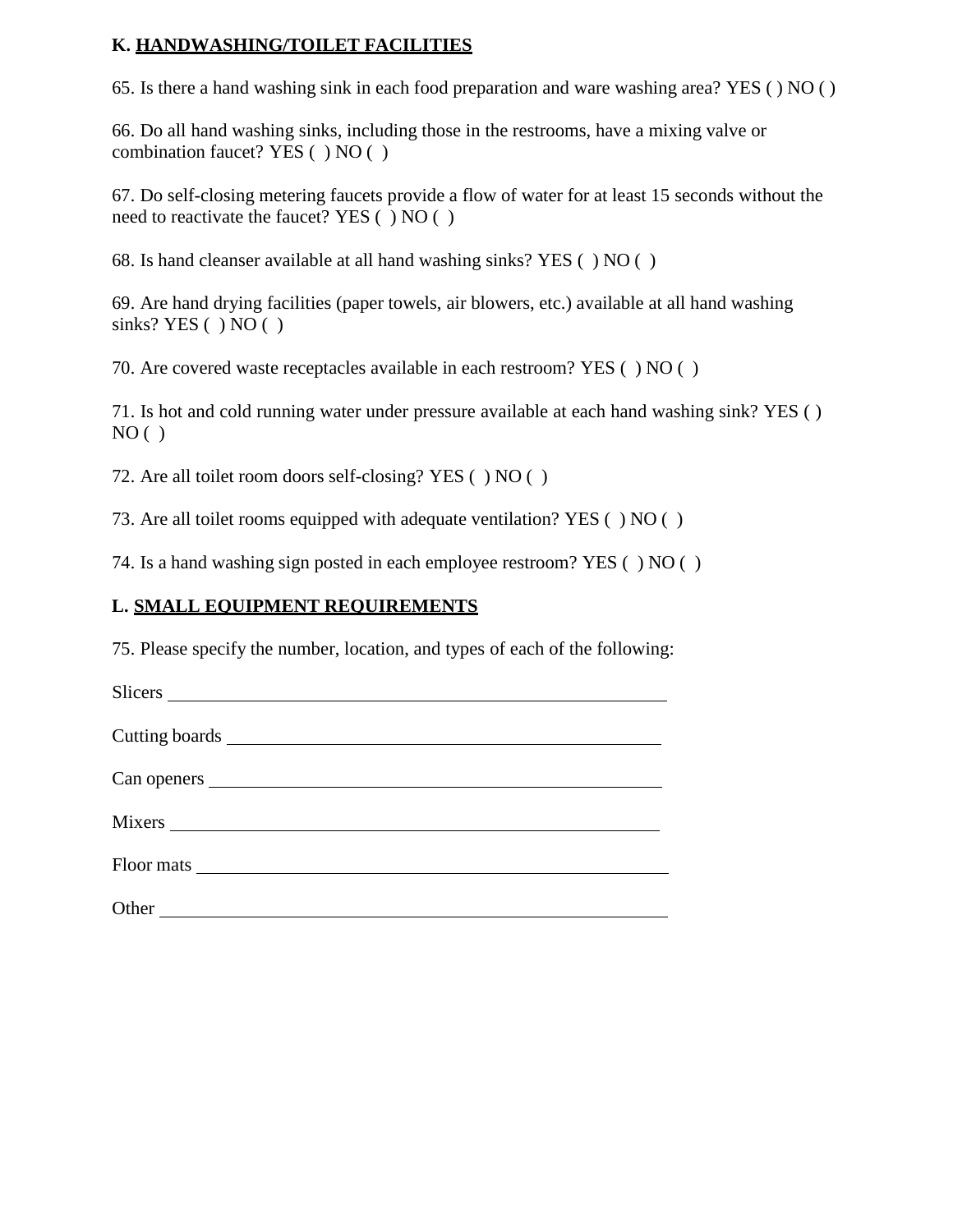**K. <u>HANDWASHING/TOILET FACILITIES</u>**

65. Is there a hand washing sink in each food preparation and ware washing area? YES ( ) NO ( )

66. Do all hand washing sinks, including those in the restrooms, have a mixing valve or combination faucet? YES ( ) NO ( )

67. Do self-closing metering faucets provide a flow of water for at least 15 seconds without the need to reactivate the faucet? YES ( ) NO ( )

68. Is hand cleanser available at all hand washing sinks? YES ( ) NO ( )

69. Are hand drying facilities (paper towels, air blowers, etc.) available at all hand washing sinks? YES ( ) NO ( )

70. Are covered waste receptacles available in each restroom? YES ( ) NO ( )

71. Is hot and cold running water under pressure available at each hand washing sink? YES ( ) NO ( )

72. Are all toilet room doors self-closing? YES ( ) NO ( )

73. Are all toilet rooms equipped with adequate ventilation? YES ( ) NO ( )

74. Is a hand washing sign posted in each employee restroom? YES ( ) NO ( )

**L. <u>SMALL EQUIPMENT REQUIREMENTS</u>**

75. Please specify the number, location, and types of each of the following:

Slicers ______________________________________________

Cutting boards ______________________________________

Can openers ________________________________________

Mixers ______________________________________________

Floor mats __________________________________________

Other _______________________________________________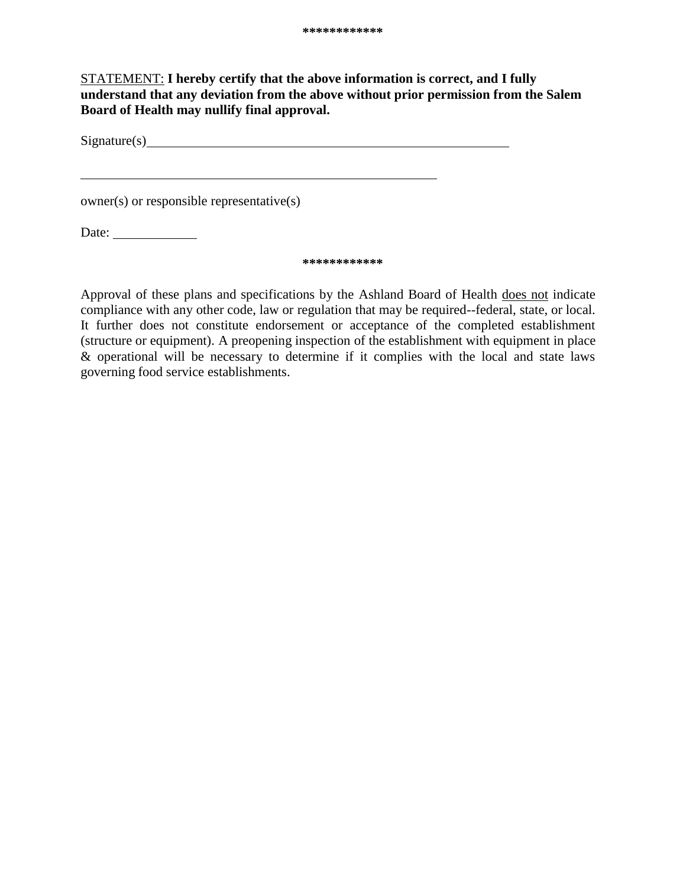************

STATEMENT: **I hereby certify that the above information is correct, and I fully understand that any deviation from the above without prior permission from the Salem Board of Health may nullify final approval.**

Signature(s)\_\_\_\_\_\_\_\_\_\_\_\_\_\_\_\_\_\_\_\_\_\_\_\_\_\_\_\_\_\_\_\_\_\_\_\_\_\_\_\_\_\_\_\_\_\_\_\_\_\_\_\_

\_\_\_\_\_\_\_\_\_\_\_\_\_\_\_\_\_\_\_\_\_\_\_\_\_\_\_\_\_\_\_\_\_\_\_\_\_\_\_\_\_\_\_\_\_\_\_\_\_\_\_\_

owner(s) or responsible representative(s)

Date: \_\_\_\_\_\_\_\_\_\_\_\_

************

Approval of these plans and specifications by the Ashland Board of Health does not indicate compliance with any other code, law or regulation that may be required--federal, state, or local. It further does not constitute endorsement or acceptance of the completed establishment (structure or equipment). A preopening inspection of the establishment with equipment in place & operational will be necessary to determine if it complies with the local and state laws governing food service establishments.